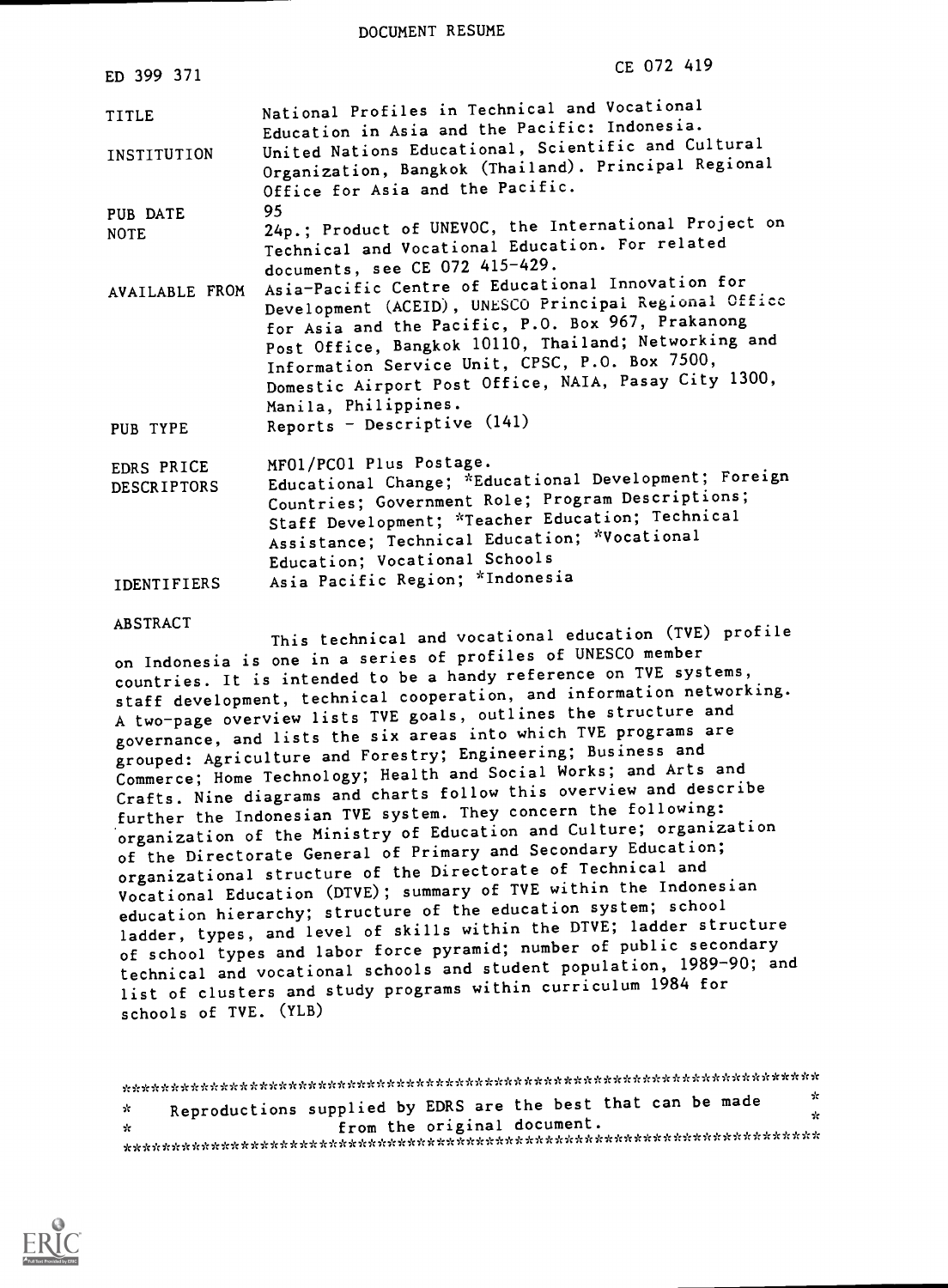DOCUMENT RESUME

| | |
|---|---|
| ED 399 371 | CE 072 419 |
| TITLE | National Profiles in Technical and Vocational Education in Asia and the Pacific: Indonesia. |
| INSTITUTION | United Nations Educational, Scientific and Cultural Organization, Bangkok (Thailand). Principal Regional Office for Asia and the Pacific. |
| PUB DATE | 95 |
| NOTE | 24p.; Product of UNEVOC, the International Project on Technical and Vocational Education. For related documents, see CE 072 415-429. |
| AVAILABLE FROM | Asia-Pacific Centre of Educational Innovation for Development (ACEID), UNESCO Principal Regional Office for Asia and the Pacific, P.O. Box 967, Prakanong Post Office, Bangkok 10110, Thailand; Networking and Information Service Unit, CPSC, P.O. Box 7500, Domestic Airport Post Office, NAIA, Pasay City 1300, Manila, Philippines. |
| PUB TYPE | Reports - Descriptive (141) |
| EDRS PRICE | MF01/PC01 Plus Postage. |
| DESCRIPTORS | Educational Change; *Educational Development; Foreign Countries; Government Role; Program Descriptions; Staff Development; *Teacher Education; Technical Assistance; Technical Education; *Vocational Education; Vocational Schools |
| IDENTIFIERS | Asia Pacific Region; *Indonesia |

ABSTRACT

This technical and vocational education (TVE) profile on Indonesia is one in a series of profiles of UNESCO member countries. It is intended to be a handy reference on TVE systems, staff development, technical cooperation, and information networking. A two-page overview lists TVE goals, outlines the structure and governance, and lists the six areas into which TVE programs are grouped: Agriculture and Forestry; Engineering; Business and Commerce; Home Technology; Health and Social Works; and Arts and Crafts. Nine diagrams and charts follow this overview and describe further the Indonesian TVE system. They concern the following: organization of the Ministry of Education and Culture; organization of the Directorate General of Primary and Secondary Education; organizational structure of the Directorate of Technical and Vocational Education (DTVE); summary of TVE within the Indonesian education hierarchy; structure of the education system; school ladder, types, and level of skills within the DTVE; ladder structure of school types and labor force pyramid; number of public secondary technical and vocational schools and student population, 1989-90; and list of clusters and study programs within curriculum 1984 for schools of TVE. (YLB)

***********************************************************************

* Reproductions supplied by EDRS are the best that can be made *
* from the original document. *

***********************************************************************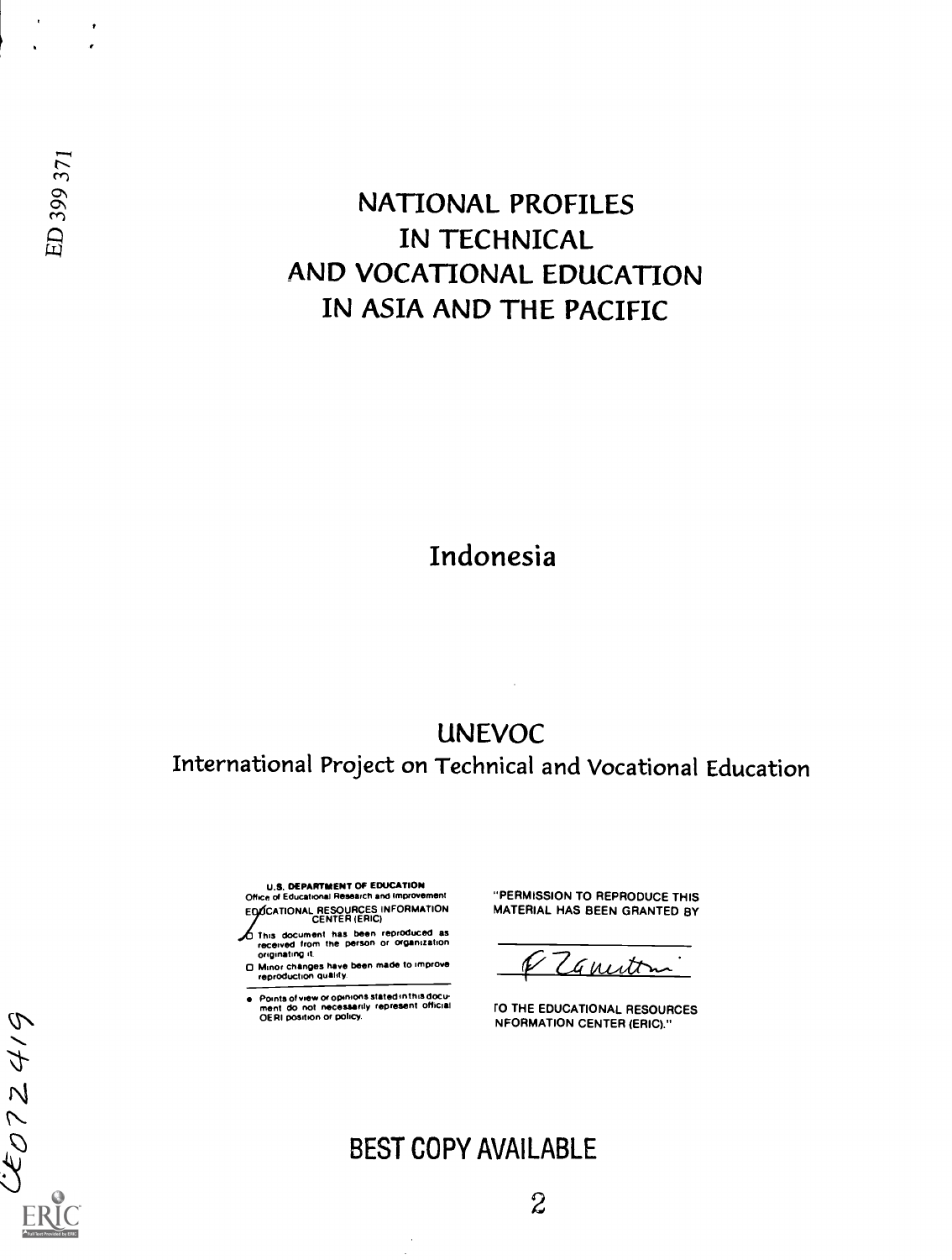ED 399 371

# NATIONAL PROFILES IN TECHNICAL AND VOCATIONAL EDUCATION IN ASIA AND THE PACIFIC

## Indonesia

## UNEVOC

International Project on Technical and Vocational Education

U.S. DEPARTMENT OF EDUCATION
Office of Educational Research and Improvement
EDUCATIONAL RESOURCES INFORMATION CENTER (ERIC)

- This document has been reproduced as received from the person or organization originating it.
- Minor changes have been made to improve reproduction quality.

- Points of view or opinions stated in this document do not necessarily represent official OERI position or policy.

"PERMISSION TO REPRODUCE THIS MATERIAL HAS BEEN GRANTED BY

TO THE EDUCATIONAL RESOURCES INFORMATION CENTER (ERIC)."

CE072419

BEST COPY AVAILABLE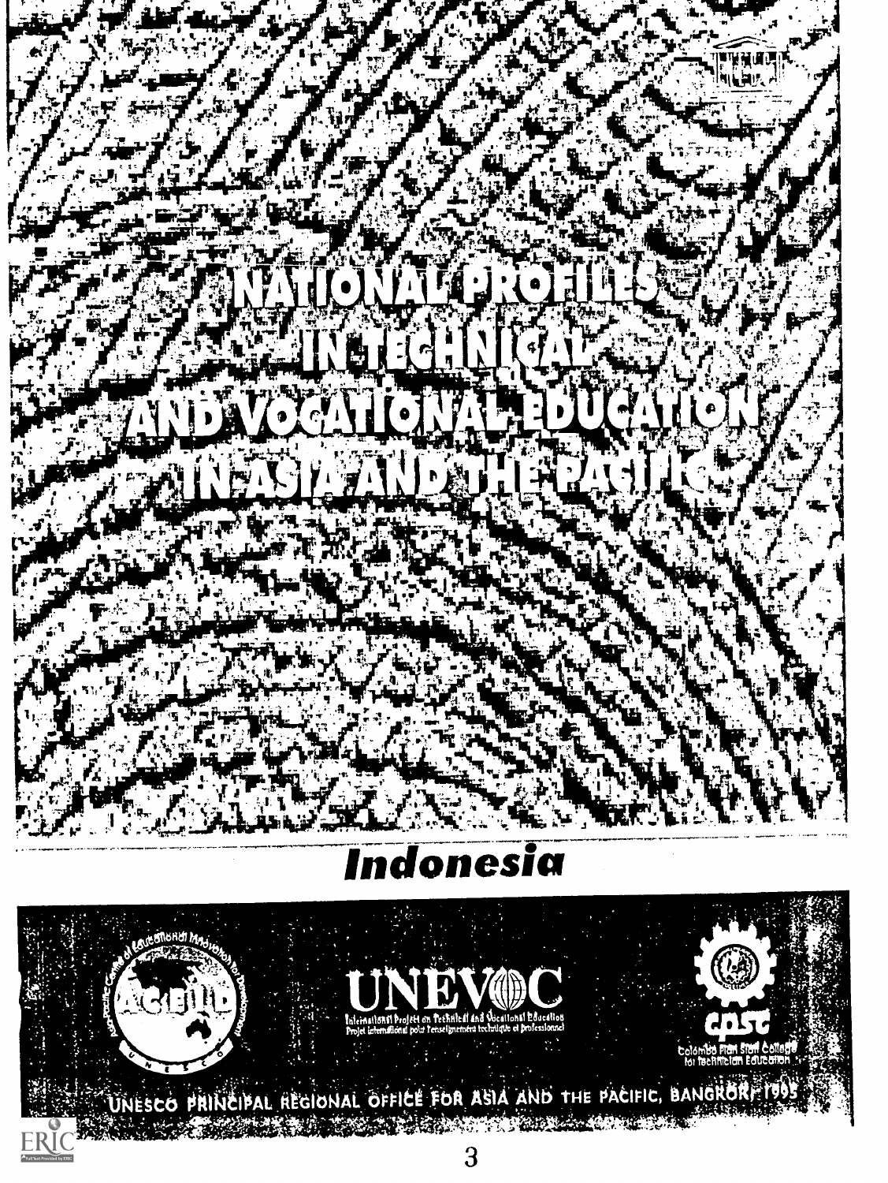# NATIONAL PROFILES IN TECHNICAL AND VOCATIONAL EDUCATION IN ASIA AND THE PACIFIC

## *Indonesia*

ACEID

UNEVOC

International Project on Technical and Vocational Education
Projet international pour l'enseignement technique et professionnel

CPSC

Colombo Plan Staff College for Technician Education

UNESCO PRINCIPAL REGIONAL OFFICE FOR ASIA AND THE PACIFIC, BANGKOK, 1995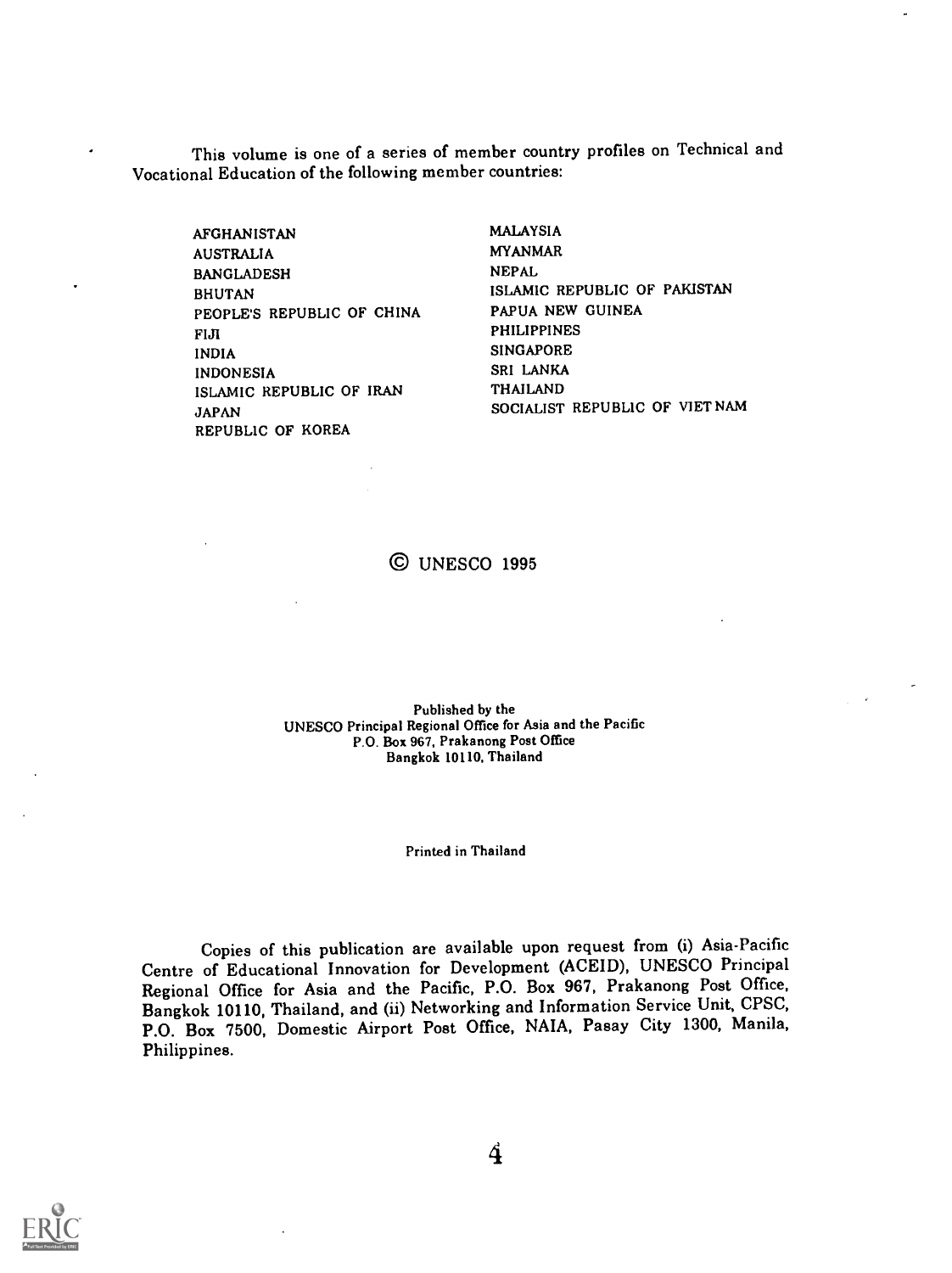This volume is one of a series of member country profiles on Technical and Vocational Education of the following member countries:

- AFGHANISTAN
- AUSTRALIA
- BANGLADESH
- BHUTAN
- PEOPLE'S REPUBLIC OF CHINA
- FIJI
- INDIA
- INDONESIA
- ISLAMIC REPUBLIC OF IRAN
- JAPAN
- REPUBLIC OF KOREA
- MALAYSIA
- MYANMAR
- NEPAL
- ISLAMIC REPUBLIC OF PAKISTAN
- PAPUA NEW GUINEA
- PHILIPPINES
- SINGAPORE
- SRI LANKA
- THAILAND
- SOCIALIST REPUBLIC OF VIET NAM

© UNESCO 1995

Published by the
UNESCO Principal Regional Office for Asia and the Pacific
P.O. Box 967, Prakanong Post Office
Bangkok 10110, Thailand

Printed in Thailand

Copies of this publication are available upon request from (i) Asia-Pacific Centre of Educational Innovation for Development (ACEID), UNESCO Principal Regional Office for Asia and the Pacific, P.O. Box 967, Prakanong Post Office, Bangkok 10110, Thailand, and (ii) Networking and Information Service Unit, CPSC, P.O. Box 7500, Domestic Airport Post Office, NAIA, Pasay City 1300, Manila, Philippines.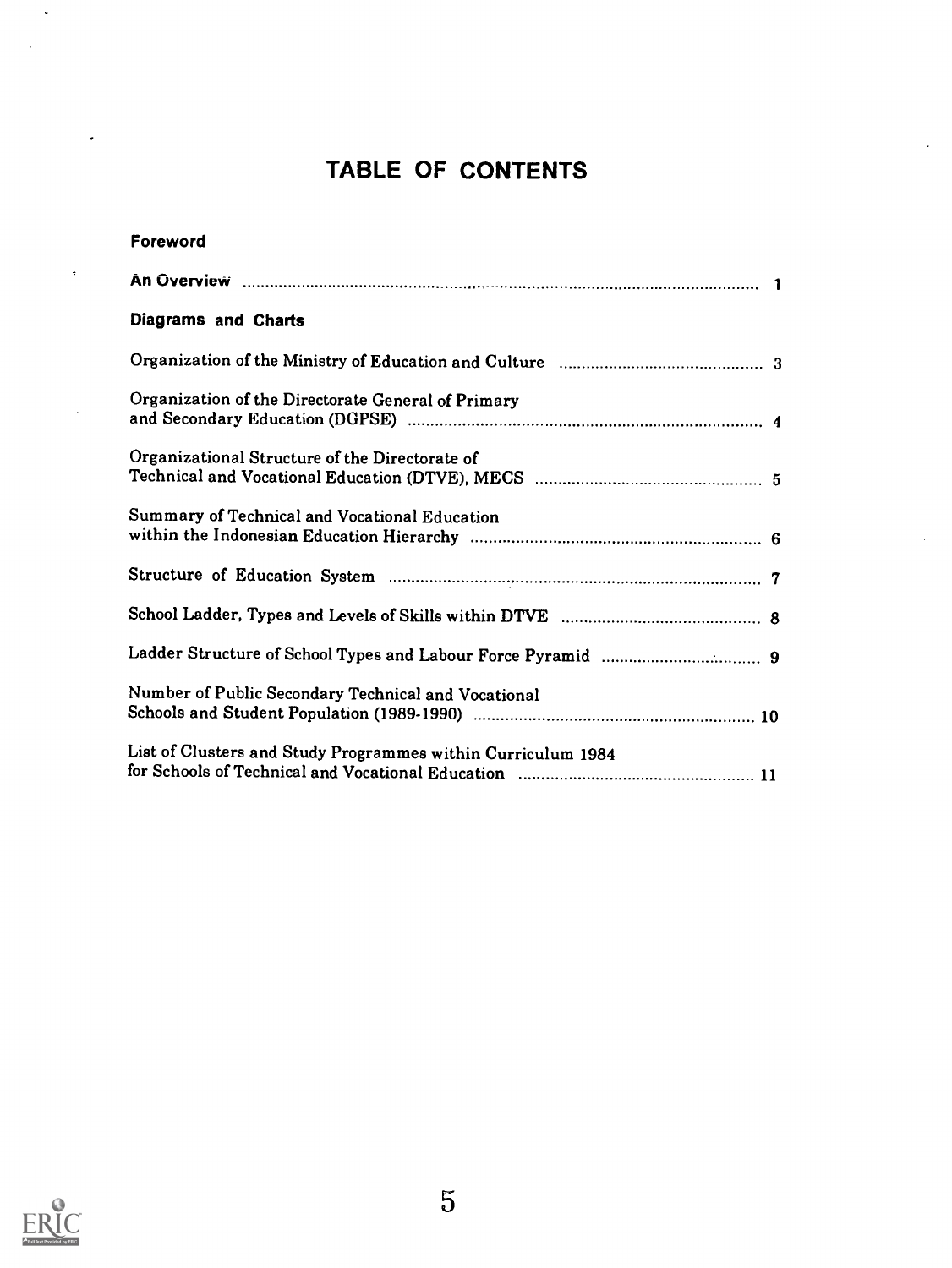# TABLE OF CONTENTS

**Foreword**

**An Overview** .......... 1

**Diagrams and Charts**

Organization of the Ministry of Education and Culture .......... 3

Organization of the Directorate General of Primary and Secondary Education (DGPSE) .......... 4

Organizational Structure of the Directorate of Technical and Vocational Education (DTVE), MECS .......... 5

Summary of Technical and Vocational Education within the Indonesian Education Hierarchy .......... 6

Structure of Education System .......... 7

School Ladder, Types and Levels of Skills within DTVE .......... 8

Ladder Structure of School Types and Labour Force Pyramid .......... 9

Number of Public Secondary Technical and Vocational Schools and Student Population (1989-1990) .......... 10

List of Clusters and Study Programmes within Curriculum 1984 for Schools of Technical and Vocational Education .......... 11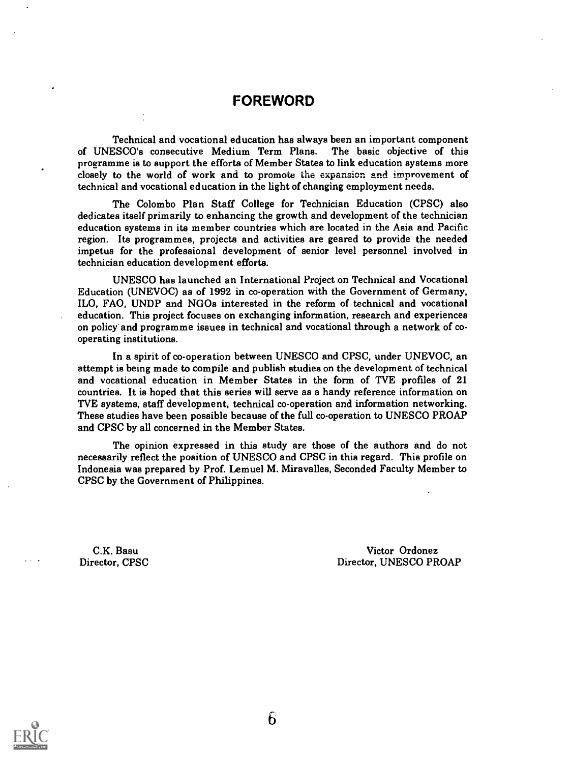# FOREWORD

Technical and vocational education has always been an important component of UNESCO's consecutive Medium Term Plans. The basic objective of this programme is to support the efforts of Member States to link education systems more closely to the world of work and to promote the expansion and improvement of technical and vocational education in the light of changing employment needs.

The Colombo Plan Staff College for Technician Education (CPSC) also dedicates itself primarily to enhancing the growth and development of the technician education systems in its member countries which are located in the Asia and Pacific region. Its programmes, projects and activities are geared to provide the needed impetus for the professional development of senior level personnel involved in technician education development efforts.

UNESCO has launched an International Project on Technical and Vocational Education (UNEVOC) as of 1992 in co-operation with the Government of Germany, ILO, FAO, UNDP and NGOs interested in the reform of technical and vocational education. This project focuses on exchanging information, research and experiences on policy and programme issues in technical and vocational through a network of co-operating institutions.

In a spirit of co-operation between UNESCO and CPSC, under UNEVOC, an attempt is being made to compile and publish studies on the development of technical and vocational education in Member States in the form of TVE profiles of 21 countries. It is hoped that this series will serve as a handy reference information on TVE systems, staff development, technical co-operation and information networking. These studies have been possible because of the full co-operation to UNESCO PROAP and CPSC by all concerned in the Member States.

The opinion expressed in this study are those of the authors and do not necessarily reflect the position of UNESCO and CPSC in this regard. This profile on Indonesia was prepared by Prof. Lemuel M. Miravalles, Seconded Faculty Member to CPSC by the Government of Philippines.

C.K. Basu
Director, CPSC

Victor Ordonez
Director, UNESCO PROAP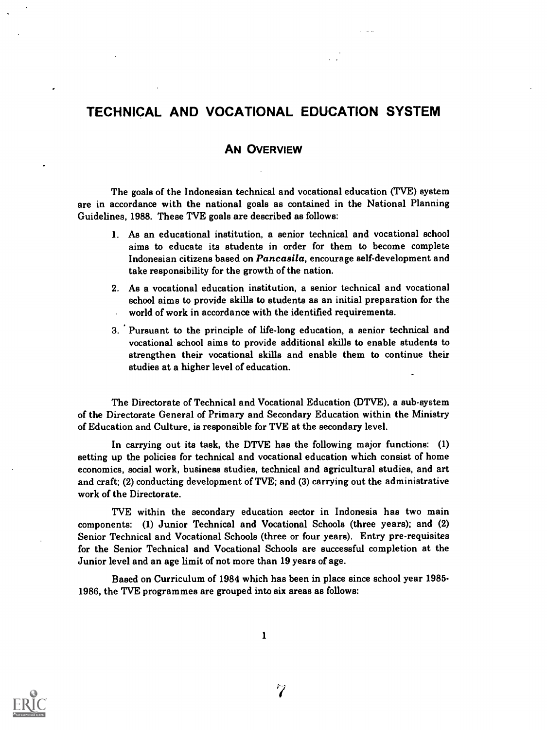# TECHNICAL AND VOCATIONAL EDUCATION SYSTEM

## AN OVERVIEW

The goals of the Indonesian technical and vocational education (TVE) system are in accordance with the national goals as contained in the National Planning Guidelines, 1988. These TVE goals are described as follows:

1. As an educational institution, a senior technical and vocational school aims to educate its students in order for them to become complete Indonesian citizens based on ***Pancasila***, encourage self-development and take responsibility for the growth of the nation.

2. As a vocational education institution, a senior technical and vocational school aims to provide skills to students as an initial preparation for the world of work in accordance with the identified requirements.

3. Pursuant to the principle of life-long education, a senior technical and vocational school aims to provide additional skills to enable students to strengthen their vocational skills and enable them to continue their studies at a higher level of education.

The Directorate of Technical and Vocational Education (DTVE), a sub-system of the Directorate General of Primary and Secondary Education within the Ministry of Education and Culture, is responsible for TVE at the secondary level.

In carrying out its task, the DTVE has the following major functions: (1) setting up the policies for technical and vocational education which consist of home economics, social work, business studies, technical and agricultural studies, and art and craft; (2) conducting development of TVE; and (3) carrying out the administrative work of the Directorate.

TVE within the secondary education sector in Indonesia has two main components: (1) Junior Technical and Vocational Schools (three years); and (2) Senior Technical and Vocational Schools (three or four years). Entry pre-requisites for the Senior Technical and Vocational Schools are successful completion at the Junior level and an age limit of not more than 19 years of age.

Based on Curriculum of 1984 which has been in place since school year 1985-1986, the TVE programmes are grouped into six areas as follows: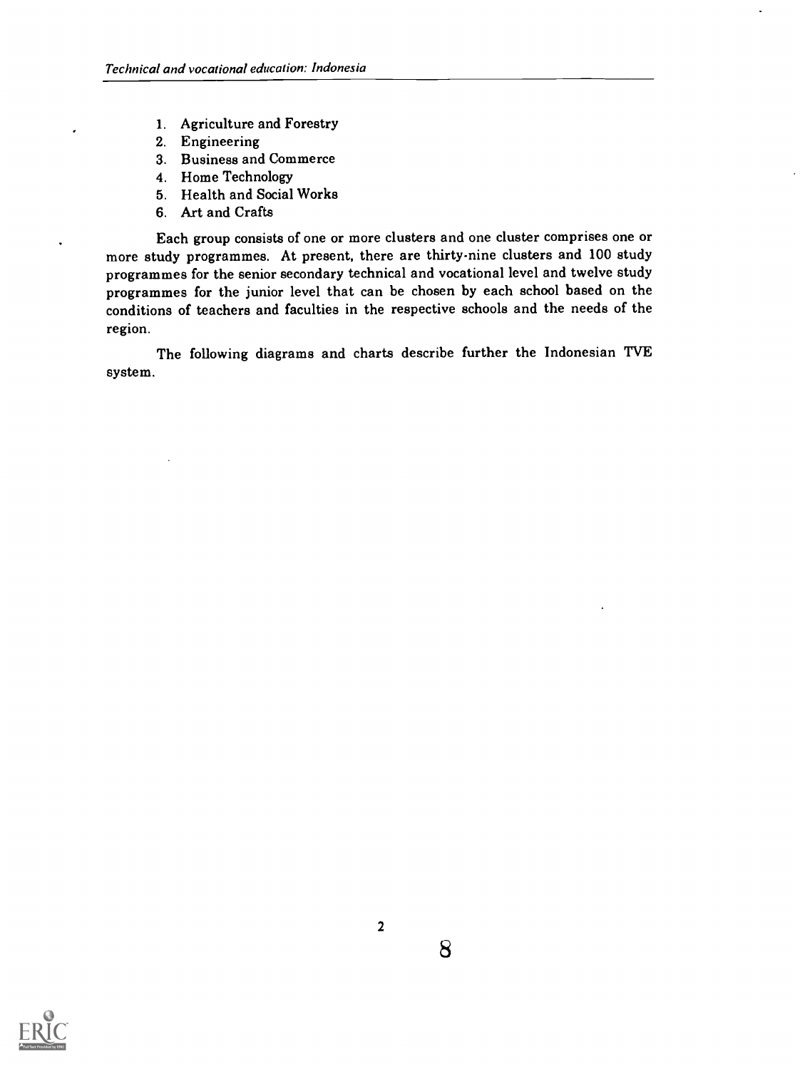1. Agriculture and Forestry
2. Engineering
3. Business and Commerce
4. Home Technology
5. Health and Social Works
6. Art and Crafts

Each group consists of one or more clusters and one cluster comprises one or more study programmes. At present, there are thirty-nine clusters and 100 study programmes for the senior secondary technical and vocational level and twelve study programmes for the junior level that can be chosen by each school based on the conditions of teachers and faculties in the respective schools and the needs of the region.

The following diagrams and charts describe further the Indonesian TVE system.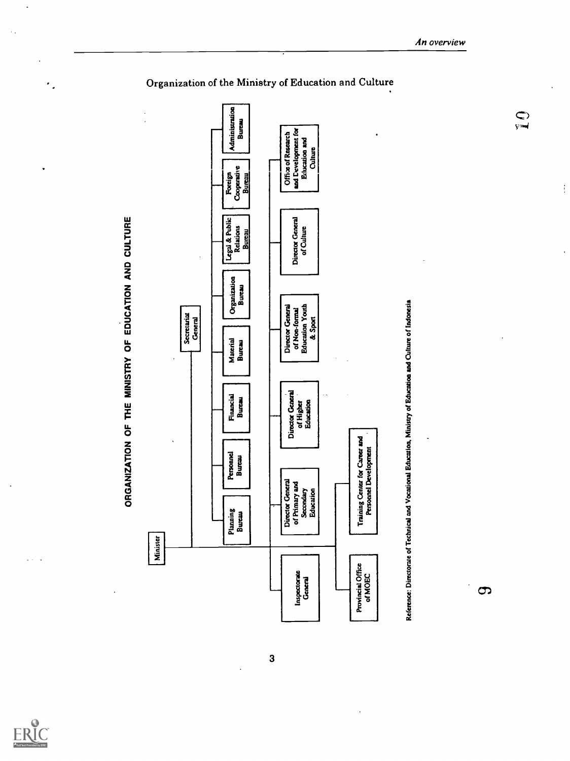## Organization of the Ministry of Education and Culture

### ORGANIZATION OF THE MINISTRY OF EDUCATION AND CULTURE

- Minister
  - Secretariat General
    - Planning Bureau
    - Personnel Bureau
    - Financial Bureau
    - Material Bureau
    - Organization Bureau
    - Legal & Public Relations Bureau
    - Foreign Cooperative Bureau
    - Administration Bureau
  - Inspectorate General
  - Director General of Primary and Secondary Education
  - Director General of Higher Education
  - Director General of Non-formal Education Youth & Sport
  - Director General of Culture
  - Office of Research and Development for Education and Culture
  - Provincial Office of MOEC
  - Training Center for Career and Personnel Development

Reference: Directorate of Technical and Vocational Education, Ministry of Education and Culture of Indonesia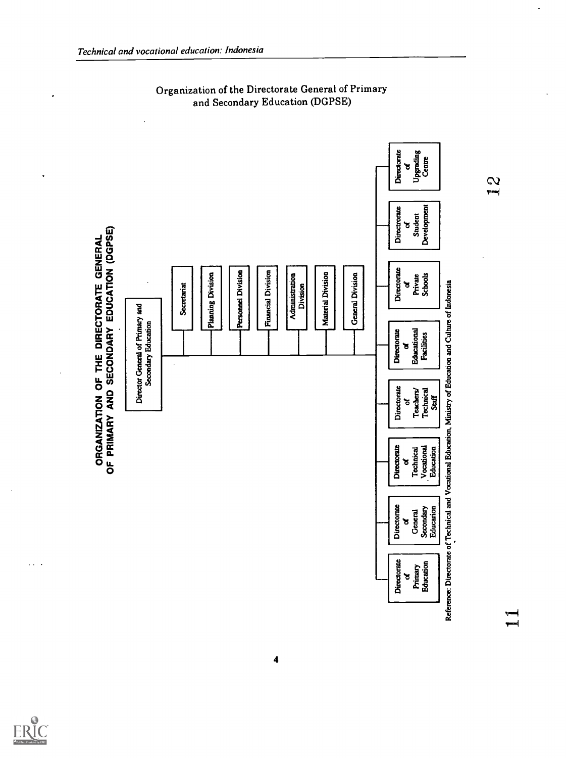## Organization of the Directorate General of Primary and Secondary Education (DGPSE)

### ORGANIZATION OF THE DIRECTORATE GENERAL OF PRIMARY AND SECONDARY EDUCATION (DGPSE)

- Director General of Primary and Secondary Education
  - Secretariat
  - Planning Division
  - Personnel Division
  - Financial Division
  - Administration Division
  - Material Division
  - General Division
  - Directorate of Primary Education
  - Directorate of General Secondary Educarion
  - Directorate of Technical Vocational Education
  - Directorate of Teachers/Technical Staff
  - Directorate of Educational Facilities
  - Directorate of Private Schools
  - Directorate of Student Development
  - Directorate of Upgrading Centre

Reference: Directorate of Technical and Vocational Education, Ministry of Education and Culture of Indonesia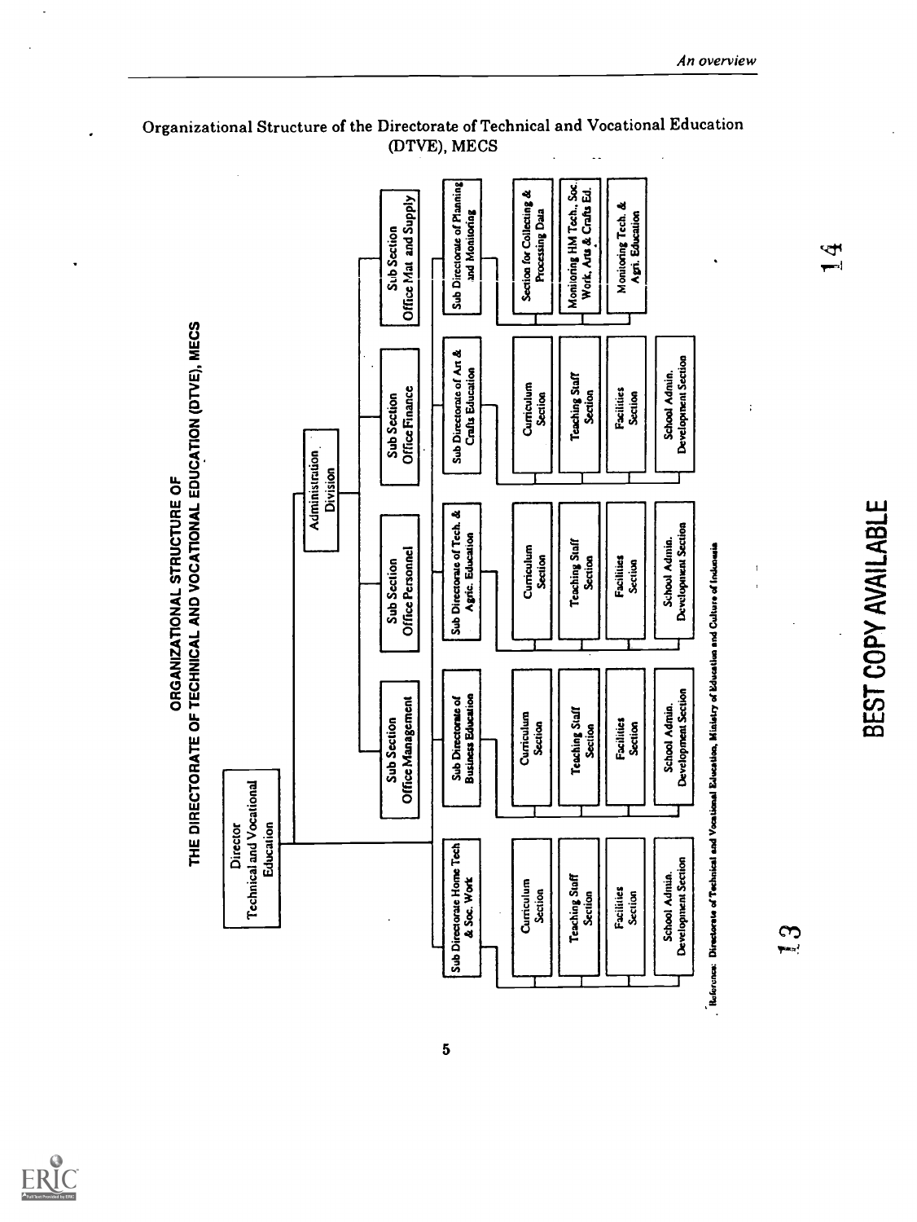## Organizational Structure of the Directorate of Technical and Vocational Education (DTVE), MECS

### ORGANIZATIONAL STRUCTURE OF THE DIRECTORATE OF TECHNICAL AND VOCATIONAL EDUCATION (DTVE), MECS

- **Director** Technical and Vocational Education
  - **Administration Division**
    - Sub Section Office Management
    - Sub Section Office Personnel
    - Sub Section Office Finance
    - Sub Section Office Mat and Supply
  - **Sub Directorate Home Tech & Soc. Work**
    - Curriculum Section
    - Teaching Staff Section
    - Facilities Section
    - School Admin. Development Section
  - **Sub Directorate of Business Education**
    - Curriculum Section
    - Teaching Staff Section
    - Facilities Section
    - School Admin. Development Section
  - **Sub Directorate of Tech. & Agric. Education**
    - Curriculum Section
    - Teaching Staff Section
    - Facilities Section
    - School Admin. Development Section
  - **Sub Directorate of Art & Crafts Education**
    - Curriculum Section
    - Teaching Staff Section
    - Facilities Section
    - School Admin. Development Section
  - **Sub Directorate of Planning and Monitoring**
    - Section for Collecting & Processing Data
    - Monitoring HM Tech., Soc. Work, Arts & Crafts Ed.
    - Monitoring Tech. & Agri. Education

Reference: Directorate of Technical and Vocational Education, Ministry of Education and Culture of Indonesia

BEST COPY AVAILABLE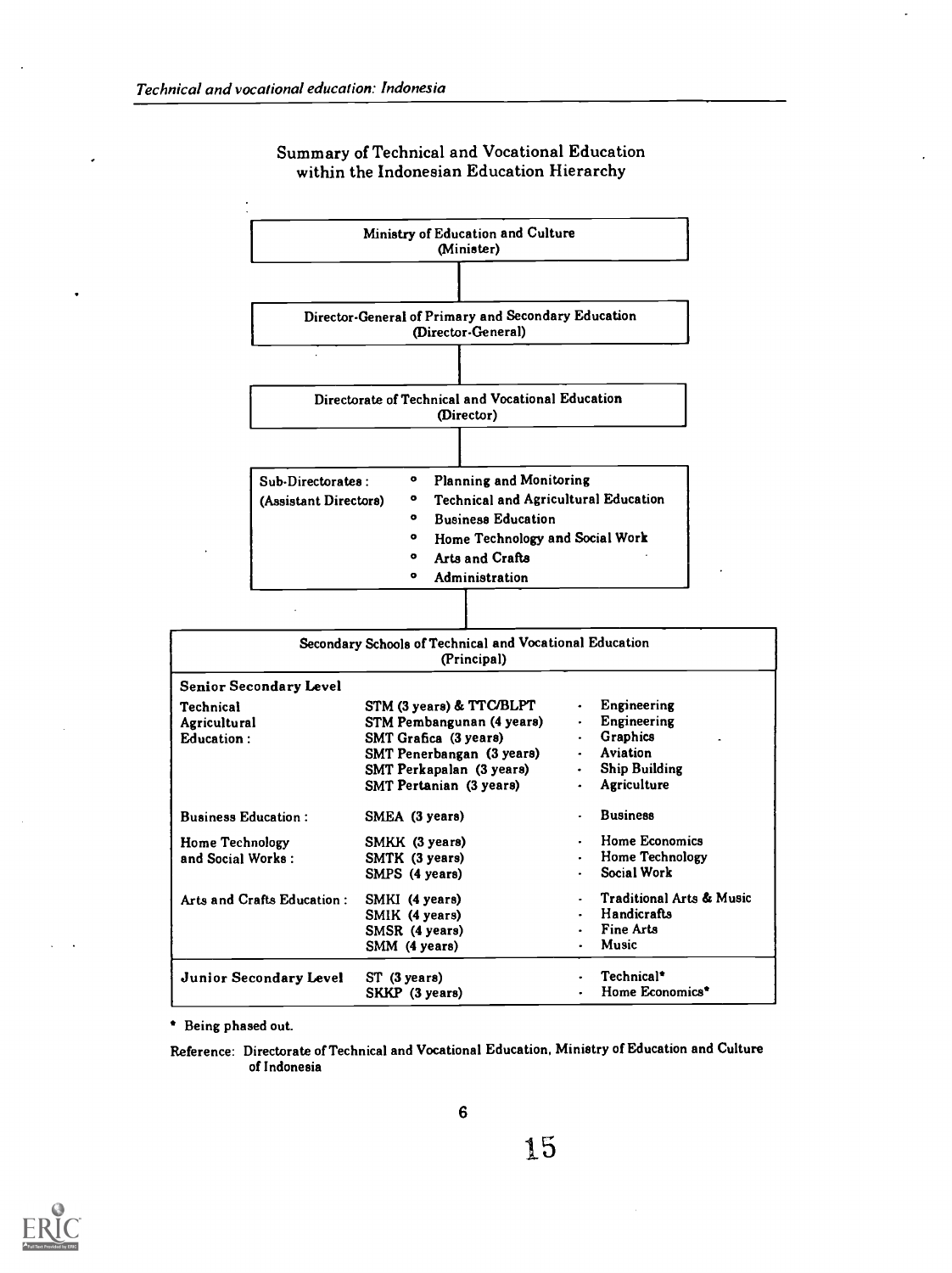## Summary of Technical and Vocational Education within the Indonesian Education Hierarchy

**Ministry of Education and Culture**
(Minister)

↓

**Director-General of Primary and Secondary Education**
(Director-General)

↓

**Directorate of Technical and Vocational Education**
(Director)

↓

**Sub-Directorates:**
(Assistant Directors)

- Planning and Monitoring
- Technical and Agricultural Education
- Business Education
- Home Technology and Social Work
- Arts and Crafts
- Administration

↓

**Secondary Schools of Technical and Vocational Education**
(Principal)

| Level / Area | School | Field |
|---|---|---|
| **Senior Secondary Level** | | |
| Technical Agricultural Education: | STM (3 years) & TTC/BLPT | Engineering |
| | STM Pembangunan (4 years) | Engineering |
| | SMT Grafica (3 years) | Graphics |
| | SMT Penerbangan (3 years) | Aviation |
| | SMT Perkapalan (3 years) | Ship Building |
| | SMT Pertanian (3 years) | Agriculture |
| Business Education: | SMEA (3 years) | Business |
| Home Technology and Social Works: | SMKK (3 years) | Home Economics |
| | SMTK (3 years) | Home Technology |
| | SMPS (4 years) | Social Work |
| Arts and Crafts Education: | SMKI (4 years) | Traditional Arts & Music |
| | SMIK (4 years) | Handicrafts |
| | SMSR (4 years) | Fine Arts |
| | SMM (4 years) | Music |
| **Junior Secondary Level** | ST (3 years) | Technical* |
| | SKKP (3 years) | Home Economics* |

* Being phased out.

Reference: Directorate of Technical and Vocational Education, Ministry of Education and Culture of Indonesia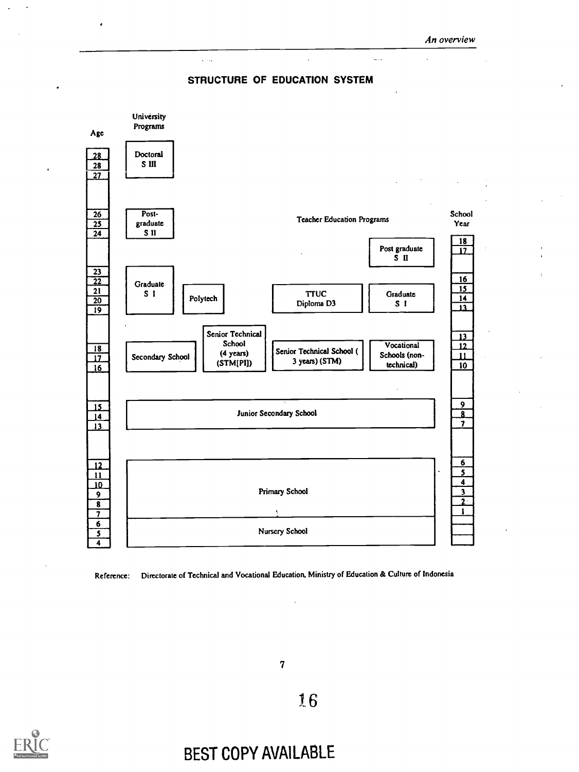## STRUCTURE OF EDUCATION SYSTEM

University Programs

Age

| Age | University Programs | | | Teacher Education Programs | | School Year |
|---|---|---|---|---|---|---|
| 28, 28, 27 | Doctoral S III | | | | | |
| 26, 25, 24 | Post-graduate S II | | | | | |
| | | | | | Post graduate S II | 18, 17 |
| 23, 22, 21, 20, 19 | Graduate S I | Polytech | | TTUC Diploma D3 | Graduate S I | 16, 15, 14, 13 |
| 18, 17, 16 | Secondary School | Senior Technical School (4 years) (STM[PI]) | | Senior Technical School ( 3 years) (STM) | Vocational Schools (non-technical) | 13, 12, 11, 10 |
| 15, 14, 13 | Junior Secondary School | | | | | 9, 8, 7 |
| 12, 11, 10, 9, 8, 7 | Primary School | | | | | 6, 5, 4, 3, 2, 1 |
| 6, 5, 4 | Nursery School | | | | | |

Reference: Directorate of Technical and Vocational Education, Ministry of Education & Culture of Indonesia

BEST COPY AVAILABLE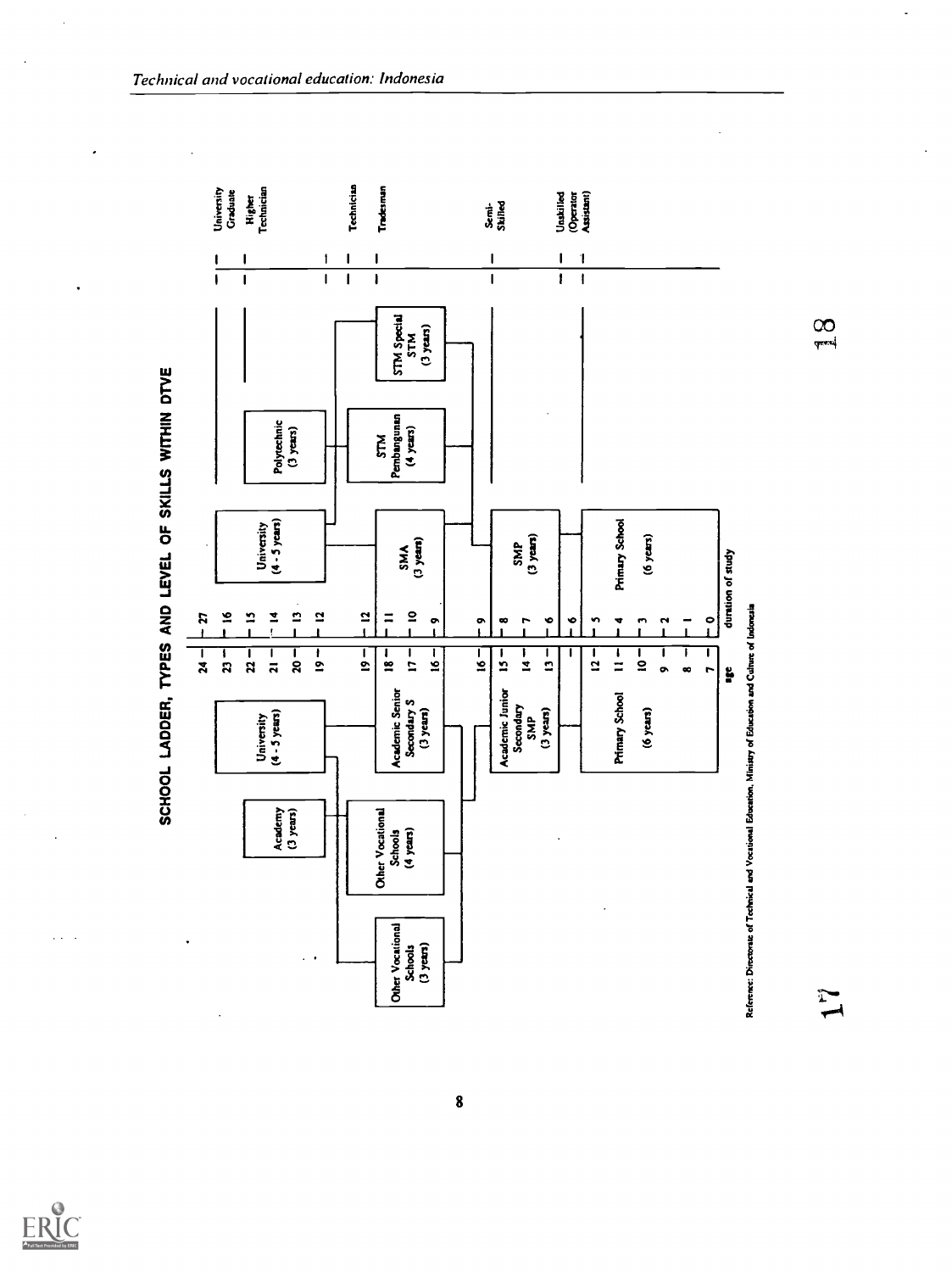# SCHOOL LADDER, TYPES AND LEVEL OF SKILLS WITHIN DTVE

| Left side (general/other vocational) | Age | Duration of study | Right side (DTVE) | Level of skills |
|---|---|---|---|---|
| Academy (3 years); University (4 - 5 years) | 24 | 27 | University (4 - 5 years) | University Graduate |
| | 23 | 16 | | |
| | 22 | 15 | Polytechnic (3 years) | Higher Technician |
| | 21 | 14 | | |
| | 20 | 13 | | |
| | 19 | 12 | | Technician |
| Other Vocational Schools (3 years); Other Vocational Schools (4 years); Academic Senior Secondary S (3 years) | 19 | 12 | SMA (3 years); STM Pembangunan (4 years); STM Special STM (3 years) | Tradesman |
| | 18 | 11 | | |
| | 17 | 10 | | |
| | 16 | 9 | | |
| Academic Junior Secondary SMP (3 years) | 16 | 9 | SMP (3 years) | Semi-Skilled |
| | 15 | 8 | | |
| | 14 | 7 | | |
| | 13 | 6 | | |
| Primary School (6 years) | | 6 | Primary School (6 years) | Unskilled (Operator Assistant) |
| | 12 | 5 | | |
| | 11 | 4 | | |
| | 10 | 3 | | |
| | 9 | 2 | | |
| | 8 | 1 | | |
| | 7 | 0 | | |

age — duration of study

Reference: Directorate of Technical and Vocational Education, Ministry of Education and Culture of Indonesia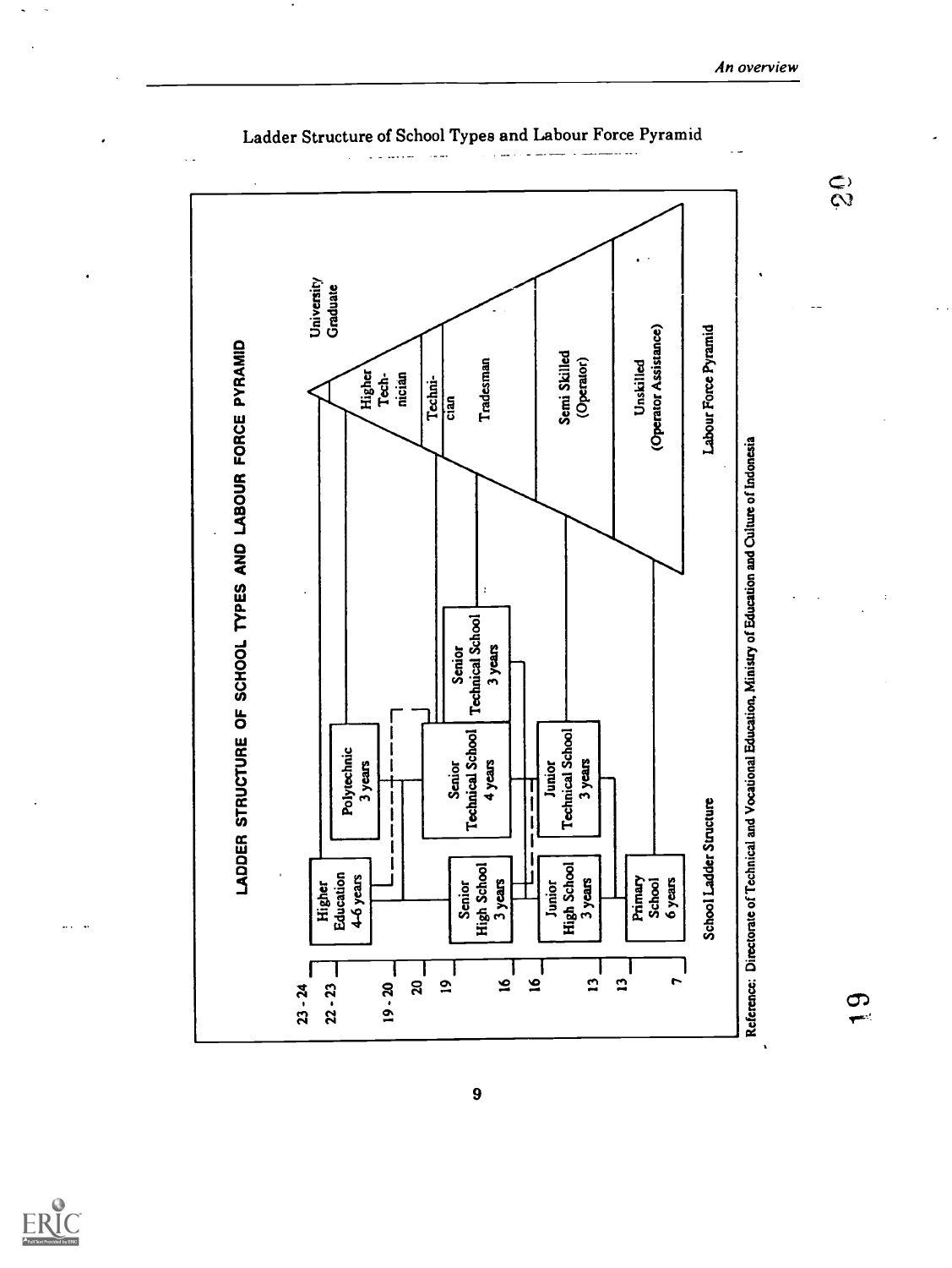## Ladder Structure of School Types and Labour Force Pyramid

### LADDER STRUCTURE OF SCHOOL TYPES AND LABOUR FORCE PYRAMID

23 - 24
22 - 23
19 - 20
20
19
16
16
13
13
7

Higher Education 4-6 years

Polytechnic 3 years

Senior High School 3 years

Senior Technical School 4 years

Senior Technical School 3 years

Junior High School 3 years

Junior Technical School 3 years

Primary School 6 years

School Ladder Structure

University Graduate

Higher Technician

Technician

Tradesman

Semi Skilled (Operator)

Unskilled (Operator Assistance)

Labour Force Pyramid

Reference: Directorate of Technical and Vocational Education, Ministry of Education and Culture of Indonesia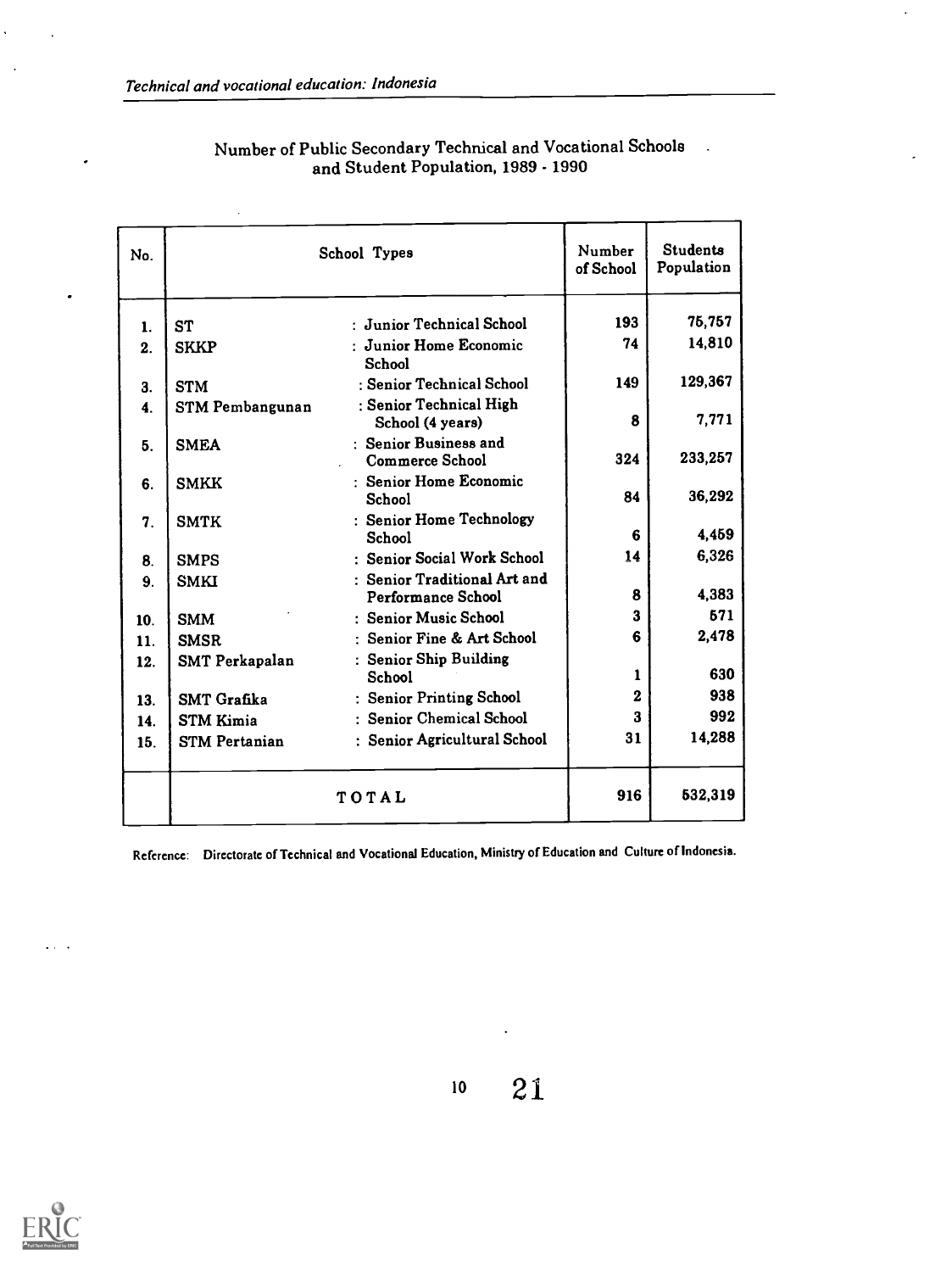Number of Public Secondary Technical and Vocational Schools and Student Population, 1989 - 1990

| No. | School Types | | Number of School | Students Population |
|---|---|---|---|---|
| 1. | ST | : Junior Technical School | 193 | 75,757 |
| 2. | SKKP | : Junior Home Economic School | 74 | 14,810 |
| 3. | STM | : Senior Technical School | 149 | 129,367 |
| 4. | STM Pembangunan | : Senior Technical High School (4 years) | 8 | 7,771 |
| 5. | SMEA | : Senior Business and Commerce School | 324 | 233,257 |
| 6. | SMKK | : Senior Home Economic School | 84 | 36,292 |
| 7. | SMTK | : Senior Home Technology School | 6 | 4,459 |
| 8. | SMPS | : Senior Social Work School | 14 | 6,326 |
| 9. | SMKI | : Senior Traditional Art and Performance School | 8 | 4,383 |
| 10. | SMM | : Senior Music School | 3 | 571 |
| 11. | SMSR | : Senior Fine & Art School | 6 | 2,478 |
| 12. | SMT Perkapalan | : Senior Ship Building School | 1 | 630 |
| 13. | SMT Grafika | : Senior Printing School | 2 | 938 |
| 14. | STM Kimia | : Senior Chemical School | 3 | 992 |
| 15. | STM Pertanian | : Senior Agricultural School | 31 | 14,288 |
| | TOTAL | | 916 | 532,319 |

Reference: Directorate of Technical and Vocational Education, Ministry of Education and Culture of Indonesia.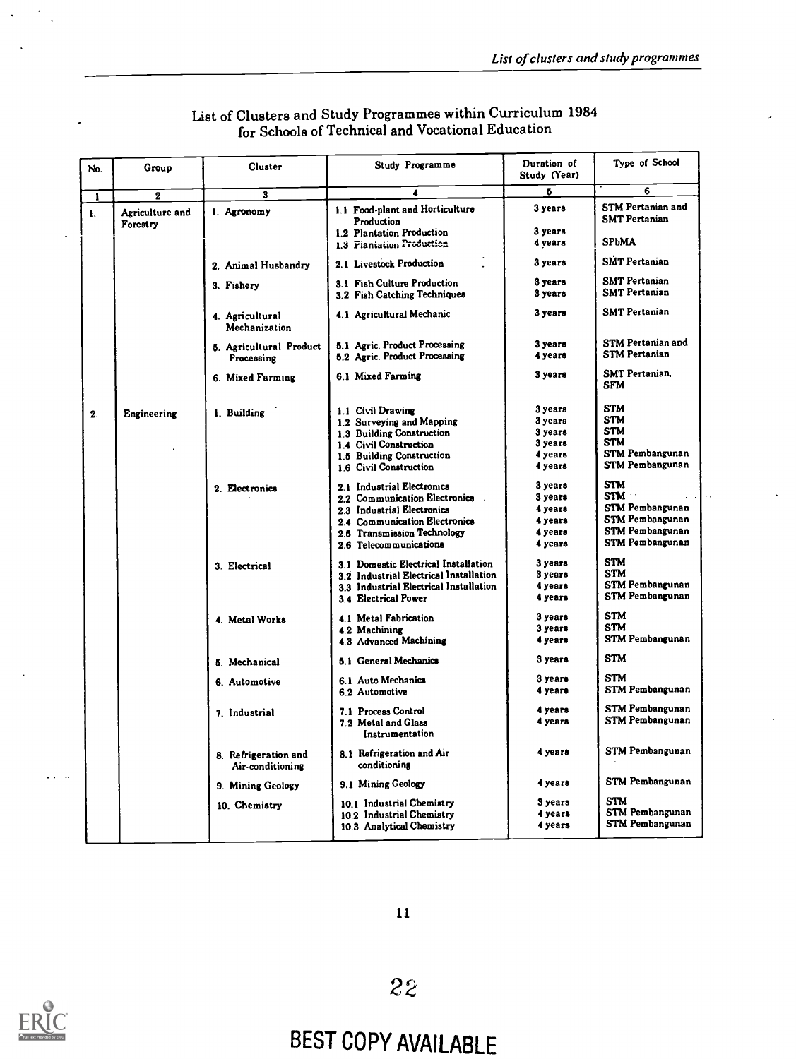# List of Clusters and Study Programmes within Curriculum 1984 for Schools of Technical and Vocational Education

| No. | Group | Cluster | Study Programme | Duration of Study (Year) | Type of School |
|---|---|---|---|---|---|
| 1 | 2 | 3 | 4 | 5 | 6 |
| 1. | Agriculture and Forestry | 1. Agronomy | 1.1 Food-plant and Horticulture Production | 3 years | STM Pertanian and SMT Pertanian |
| | | | 1.2 Plantation Production | 3 years | |
| | | | 1.3 Plantation Production | 4 years | SPbMA |
| | | 2. Animal Husbandry | 2.1 Livestock Production | 3 years | SMT Pertanian |
| | | 3. Fishery | 3.1 Fish Culture Production | 3 years | SMT Pertanian |
| | | | 3.2 Fish Catching Techniques | 3 years | SMT Pertanian |
| | | 4. Agricultural Mechanization | 4.1 Agricultural Mechanic | 3 years | SMT Pertanian |
| | | 5. Agricultural Product Processing | 5.1 Agric. Product Processing | 3 years | STM Pertanian and |
| | | | 5.2 Agric. Product Processing | 4 years | STM Pertanian |
| | | 6. Mixed Farming | 6.1 Mixed Farming | 3 years | SMT Pertanian, SFM |
| 2. | Engineering | 1. Building | 1.1 Civil Drawing | 3 years | STM |
| | | | 1.2 Surveying and Mapping | 3 years | STM |
| | | | 1.3 Building Construction | 3 years | STM |
| | | | 1.4 Civil Construction | 3 years | STM |
| | | | 1.5 Building Construction | 4 years | STM Pembangunan |
| | | | 1.6 Civil Construction | 4 years | STM Pembangunan |
| | | 2. Electronics | 2.1 Industrial Electronics | 3 years | STM |
| | | | 2.2 Communication Electronics | 3 years | STM |
| | | | 2.3 Industrial Electronics | 4 years | STM Pembangunan |
| | | | 2.4 Communication Electronics | 4 years | STM Pembangunan |
| | | | 2.5 Transmission Technology | 4 years | STM Pembangunan |
| | | | 2.6 Telecommunications | 4 years | STM Pembangunan |
| | | 3. Electrical | 3.1 Domestic Electrical Installation | 3 years | STM |
| | | | 3.2 Industrial Electrical Installation | 3 years | STM |
| | | | 3.3 Industrial Electrical Installation | 4 years | STM Pembangunan |
| | | | 3.4 Electrical Power | 4 years | STM Pembangunan |
| | | 4. Metal Works | 4.1 Metal Fabrication | 3 years | STM |
| | | | 4.2 Machining | 3 years | STM |
| | | | 4.3 Advanced Machining | 4 years | STM Pembangunan |
| | | 5. Mechanical | 5.1 General Mechanics | 3 years | STM |
| | | 6. Automotive | 6.1 Auto Mechanics | 3 years | STM |
| | | | 6.2 Automotive | 4 years | STM Pembangunan |
| | | 7. Industrial | 7.1 Process Control | 4 years | STM Pembangunan |
| | | | 7.2 Metal and Glass Instrumentation | 4 years | STM Pembangunan |
| | | 8. Refrigeration and Air-conditioning | 8.1 Refrigeration and Air conditioning | 4 years | STM Pembangunan |
| | | 9. Mining Geology | 9.1 Mining Geology | 4 years | STM Pembangunan |
| | | 10. Chemistry | 10.1 Industrial Chemistry | 3 years | STM |
| | | | 10.2 Industrial Chemistry | 4 years | STM Pembangunan |
| | | | 10.3 Analytical Chemistry | 4 years | STM Pembangunan |

BEST COPY AVAILABLE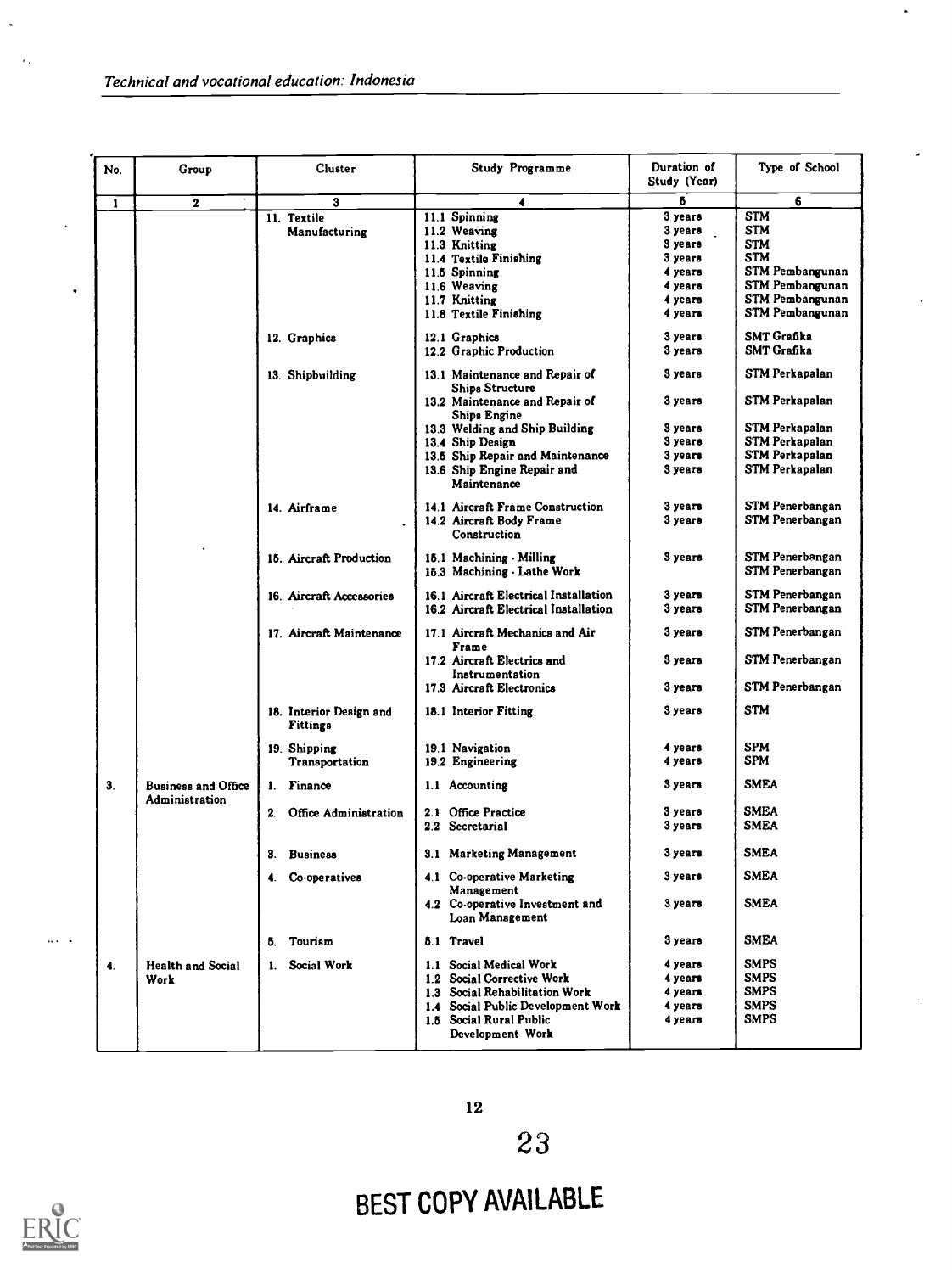| No. | Group | Cluster | Study Programme | Duration of Study (Year) | Type of School |
|---|---|---|---|---|---|
| 1 | 2 | 3 | 4 | 5 | 6 |
| | | 11. Textile Manufacturing | 11.1 Spinning | 3 years | STM |
| | | | 11.2 Weaving | 3 years | STM |
| | | | 11.3 Knitting | 3 years | STM |
| | | | 11.4 Textile Finishing | 3 years | STM |
| | | | 11.5 Spinning | 4 years | STM Pembangunan |
| | | | 11.6 Weaving | 4 years | STM Pembangunan |
| | | | 11.7 Knitting | 4 years | STM Pembangunan |
| | | | 11.8 Textile Finishing | 4 years | STM Pembangunan |
| | | 12. Graphics | 12.1 Graphics | 3 years | SMT Grafika |
| | | | 12.2 Graphic Production | 3 years | SMT Grafika |
| | | 13. Shipbuilding | 13.1 Maintenance and Repair of Ships Structure | 3 years | STM Perkapalan |
| | | | 13.2 Maintenance and Repair of Ships Engine | 3 years | STM Perkapalan |
| | | | 13.3 Welding and Ship Building | 3 years | STM Perkapalan |
| | | | 13.4 Ship Design | 3 years | STM Perkapalan |
| | | | 13.5 Ship Repair and Maintenance | 3 years | STM Perkapalan |
| | | | 13.6 Ship Engine Repair and Maintenance | 3 years | STM Perkapalan |
| | | 14. Airframe | 14.1 Aircraft Frame Construction | 3 years | STM Penerbangan |
| | | | 14.2 Aircraft Body Frame Construction | 3 years | STM Penerbangan |
| | | 15. Aircraft Production | 15.1 Machining - Milling | 3 years | STM Penerbangan |
| | | | 15.3 Machining - Lathe Work | | STM Penerbangan |
| | | 16. Aircraft Accessories | 16.1 Aircraft Electrical Installation | 3 years | STM Penerbangan |
| | | | 16.2 Aircraft Electrical Installation | 3 years | STM Penerbangan |
| | | 17. Aircraft Maintenance | 17.1 Aircraft Mechanics and Air Frame | 3 years | STM Penerbangan |
| | | | 17.2 Aircraft Electrics and Instrumentation | 3 years | STM Penerbangan |
| | | | 17.3 Aircraft Electronics | 3 years | STM Penerbangan |
| | | 18. Interior Design and Fittings | 18.1 Interior Fitting | 3 years | STM |
| | | 19. Shipping Transportation | 19.1 Navigation | 4 years | SPM |
| | | | 19.2 Engineering | 4 years | SPM |
| 3. | Business and Office Administration | 1. Finance | 1.1 Accounting | 3 years | SMEA |
| | | 2. Office Administration | 2.1 Office Practice | 3 years | SMEA |
| | | | 2.2 Secretarial | 3 years | SMEA |
| | | 3. Business | 3.1 Marketing Management | 3 years | SMEA |
| | | 4. Co-operatives | 4.1 Co-operative Marketing Management | 3 years | SMEA |
| | | | 4.2 Co-operative Investment and Loan Management | 3 years | SMEA |
| | | 5. Tourism | 5.1 Travel | 3 years | SMEA |
| 4. | Health and Social Work | 1. Social Work | 1.1 Social Medical Work | 4 years | SMPS |
| | | | 1.2 Social Corrective Work | 4 years | SMPS |
| | | | 1.3 Social Rehabilitation Work | 4 years | SMPS |
| | | | 1.4 Social Public Development Work | 4 years | SMPS |
| | | | 1.5 Social Rural Public Development Work | 4 years | SMPS |

BEST COPY AVAILABLE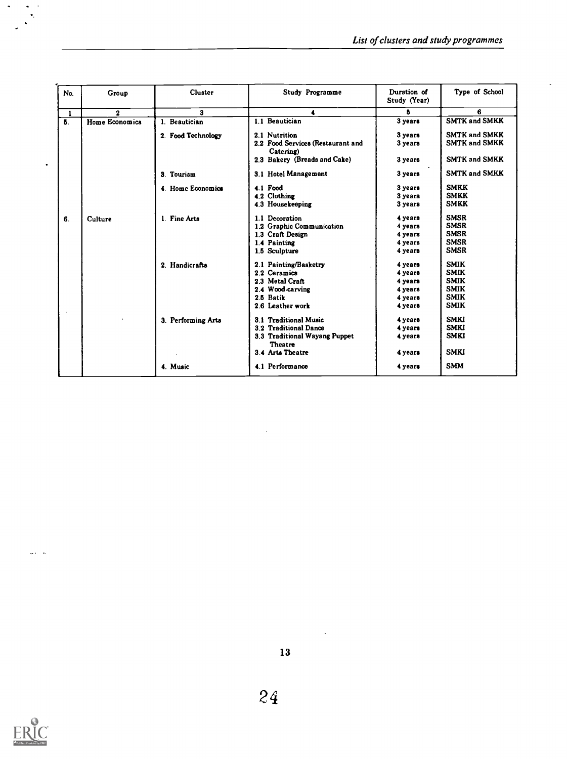| No. | Group | Cluster | Study Programme | Duration of Study (Year) | Type of School |
|---|---|---|---|---|---|
| 1 | 2 | 3 | 4 | 5 | 6 |
| 5. | Home Economics | 1. Beautician | 1.1 Beautician | 3 years | SMTK and SMKK |
| | | 2. Food Technology | 2.1 Nutrition | 3 years | SMTK and SMKK |
| | | | 2.2 Food Services (Restaurant and Catering) | 3 years | SMTK and SMKK |
| | | | 2.3 Bakery (Breads and Cake) | 3 years | SMTK and SMKK |
| | | 3. Tourism | 3.1 Hotel Management | 3 years | SMTK and SMKK |
| | | 4. Home Economics | 4.1 Food | 3 years | SMKK |
| | | | 4.2 Clothing | 3 years | SMKK |
| | | | 4.3 Housekeeping | 3 years | SMKK |
| 6. | Culture | 1. Fine Arts | 1.1 Decoration | 4 years | SMSR |
| | | | 1.2 Graphic Communication | 4 years | SMSR |
| | | | 1.3 Craft Design | 4 years | SMSR |
| | | | 1.4 Painting | 4 years | SMSR |
| | | | 1.5 Sculpture | 4 years | SMSR |
| | | 2. Handicrafts | 2.1 Painting/Basketry | 4 years | SMIK |
| | | | 2.2 Ceramics | 4 years | SMIK |
| | | | 2.3 Metal Craft | 4 years | SMIK |
| | | | 2.4 Wood-carving | 4 years | SMIK |
| | | | 2.5 Batik | 4 years | SMIK |
| | | | 2.6 Leather work | 4 years | SMIK |
| | | 3. Performing Arts | 3.1 Traditional Music | 4 years | SMKI |
| | | | 3.2 Traditional Dance | 4 years | SMKI |
| | | | 3.3 Traditional Wayang Puppet Theatre | 4 years | SMKI |
| | | | 3.4 Arts Theatre | 4 years | SMKI |
| | | 4. Music | 4.1 Performance | 4 years | SMM |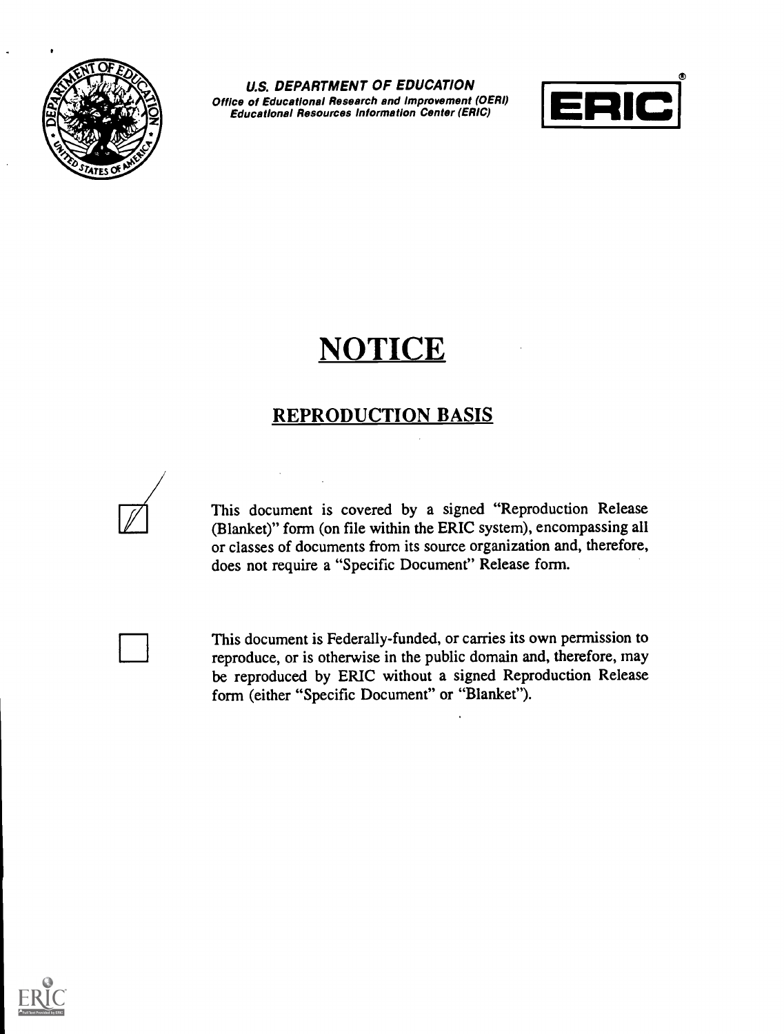U.S. DEPARTMENT OF EDUCATION
*Office of Educational Research and Improvement (OERI)*
*Educational Resources Information Center (ERIC)*

ERIC®

# NOTICE

## REPRODUCTION BASIS

☑ This document is covered by a signed "Reproduction Release (Blanket)" form (on file within the ERIC system), encompassing all or classes of documents from its source organization and, therefore, does not require a "Specific Document" Release form.

☐ This document is Federally-funded, or carries its own permission to reproduce, or is otherwise in the public domain and, therefore, may be reproduced by ERIC without a signed Reproduction Release form (either "Specific Document" or "Blanket").